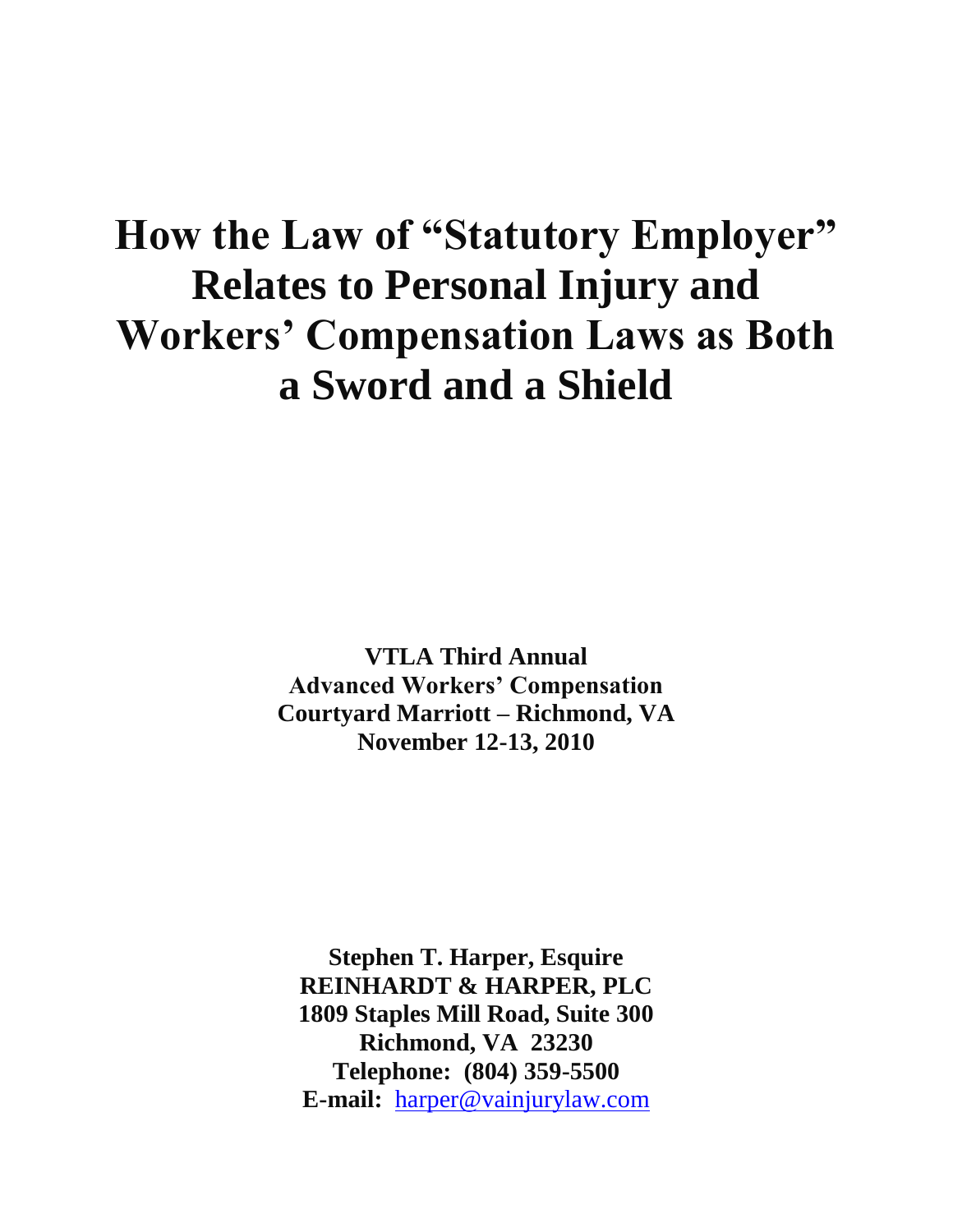# How the Law of "Statutory Employer" Relates to Personal Injury and Workers' Compensation Laws as Both a Sword and a Shield

**VTLA Third Annual**
**Advanced Workers' Compensation**
**Courtyard Marriott – Richmond, VA**
**November 12-13, 2010**

**Stephen T. Harper, Esquire**
**REINHARDT & HARPER, PLC**
**1809 Staples Mill Road, Suite 300**
**Richmond, VA 23230**
**Telephone: (804) 359-5500**
**E-mail:** harper@vainjurylaw.com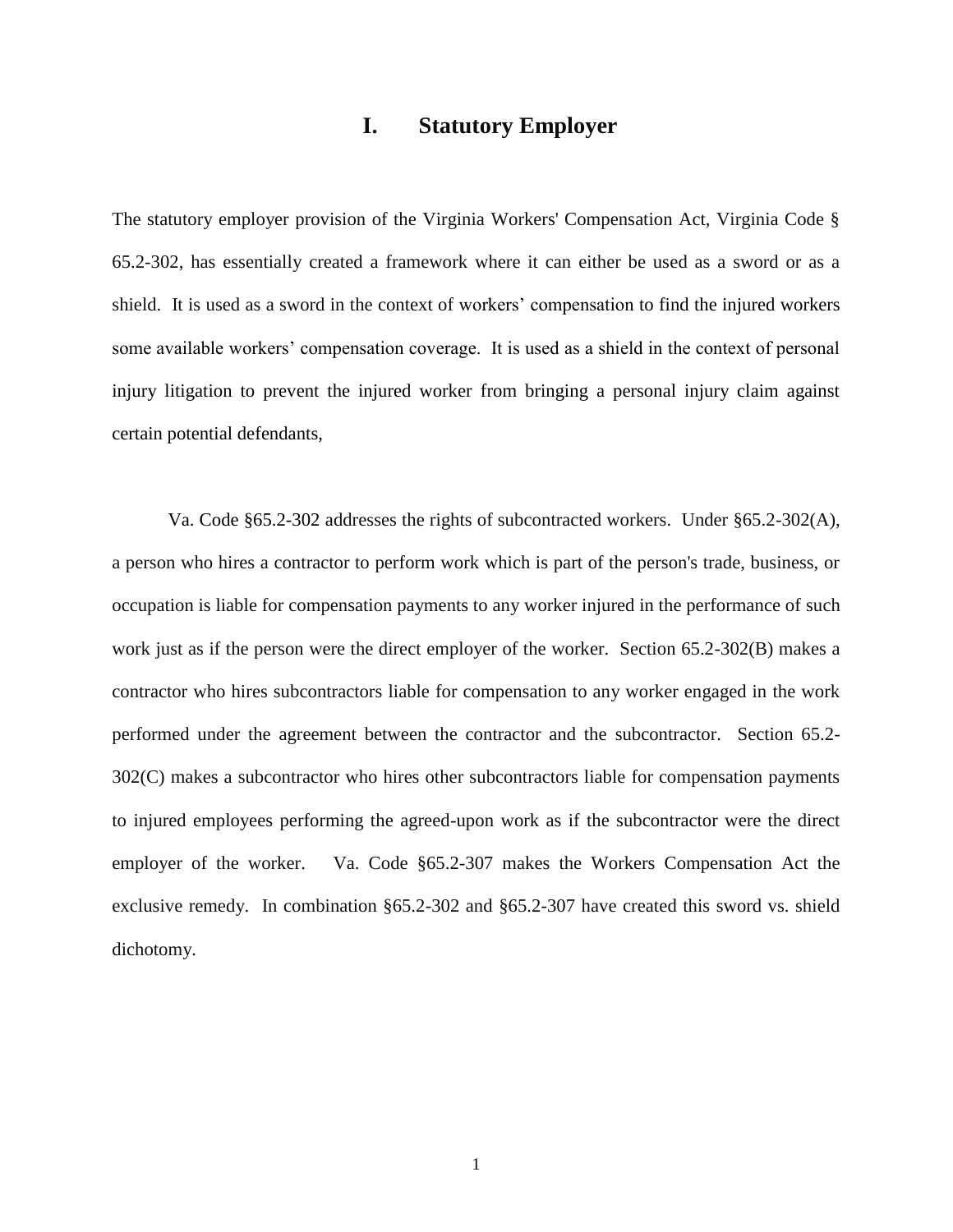# I. Statutory Employer

The statutory employer provision of the Virginia Workers' Compensation Act, Virginia Code § 65.2-302, has essentially created a framework where it can either be used as a sword or as a shield. It is used as a sword in the context of workers' compensation to find the injured workers some available workers' compensation coverage. It is used as a shield in the context of personal injury litigation to prevent the injured worker from bringing a personal injury claim against certain potential defendants,

Va. Code §65.2-302 addresses the rights of subcontracted workers. Under §65.2-302(A), a person who hires a contractor to perform work which is part of the person's trade, business, or occupation is liable for compensation payments to any worker injured in the performance of such work just as if the person were the direct employer of the worker. Section 65.2-302(B) makes a contractor who hires subcontractors liable for compensation to any worker engaged in the work performed under the agreement between the contractor and the subcontractor. Section 65.2-302(C) makes a subcontractor who hires other subcontractors liable for compensation payments to injured employees performing the agreed-upon work as if the subcontractor were the direct employer of the worker. Va. Code §65.2-307 makes the Workers Compensation Act the exclusive remedy. In combination §65.2-302 and §65.2-307 have created this sword vs. shield dichotomy.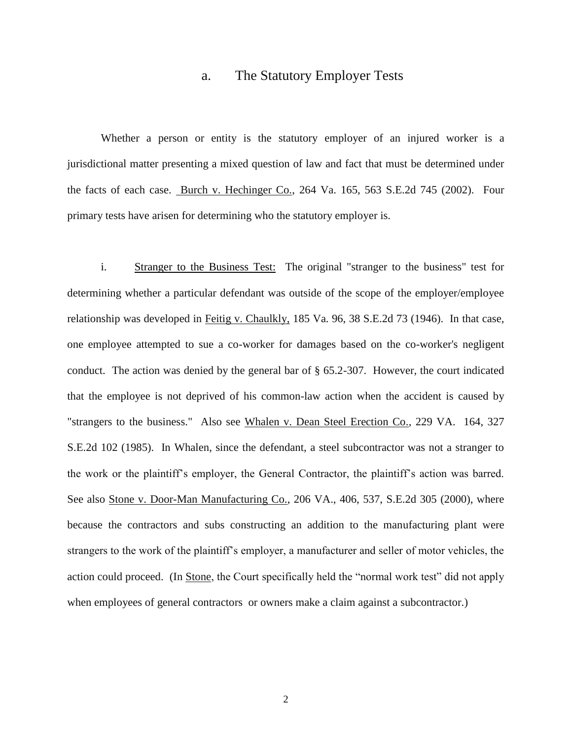### a. The Statutory Employer Tests

Whether a person or entity is the statutory employer of an injured worker is a jurisdictional matter presenting a mixed question of law and fact that must be determined under the facts of each case. Burch v. Hechinger Co., 264 Va. 165, 563 S.E.2d 745 (2002). Four primary tests have arisen for determining who the statutory employer is.

i. Stranger to the Business Test: The original "stranger to the business" test for determining whether a particular defendant was outside of the scope of the employer/employee relationship was developed in Feitig v. Chaulkly, 185 Va. 96, 38 S.E.2d 73 (1946). In that case, one employee attempted to sue a co-worker for damages based on the co-worker's negligent conduct. The action was denied by the general bar of § 65.2-307. However, the court indicated that the employee is not deprived of his common-law action when the accident is caused by "strangers to the business." Also see Whalen v. Dean Steel Erection Co., 229 VA. 164, 327 S.E.2d 102 (1985). In Whalen, since the defendant, a steel subcontractor was not a stranger to the work or the plaintiff's employer, the General Contractor, the plaintiff's action was barred. See also Stone v. Door-Man Manufacturing Co., 206 VA., 406, 537, S.E.2d 305 (2000), where because the contractors and subs constructing an addition to the manufacturing plant were strangers to the work of the plaintiff's employer, a manufacturer and seller of motor vehicles, the action could proceed. (In Stone, the Court specifically held the "normal work test" did not apply when employees of general contractors or owners make a claim against a subcontractor.)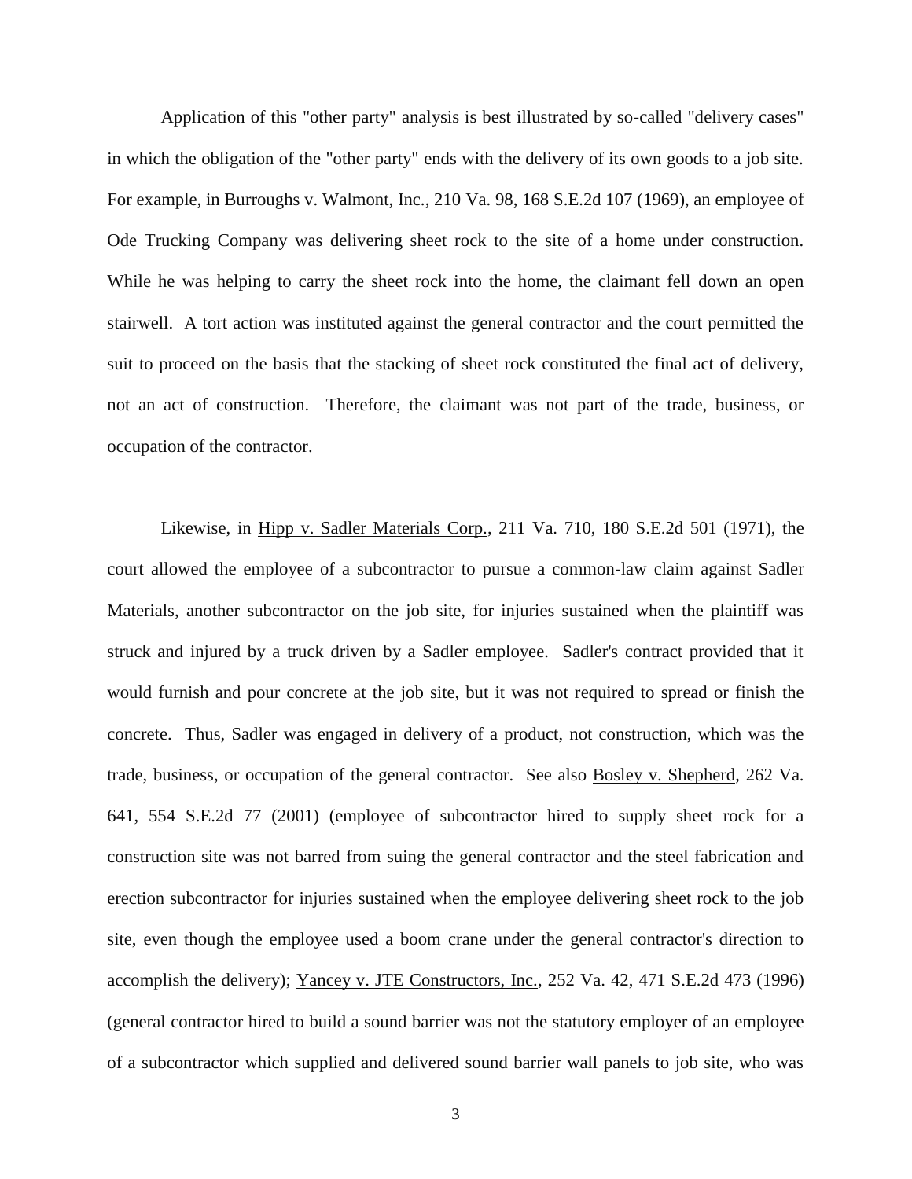Application of this "other party" analysis is best illustrated by so-called "delivery cases" in which the obligation of the "other party" ends with the delivery of its own goods to a job site. For example, in Burroughs v. Walmont, Inc., 210 Va. 98, 168 S.E.2d 107 (1969), an employee of Ode Trucking Company was delivering sheet rock to the site of a home under construction. While he was helping to carry the sheet rock into the home, the claimant fell down an open stairwell. A tort action was instituted against the general contractor and the court permitted the suit to proceed on the basis that the stacking of sheet rock constituted the final act of delivery, not an act of construction. Therefore, the claimant was not part of the trade, business, or occupation of the contractor.

Likewise, in Hipp v. Sadler Materials Corp., 211 Va. 710, 180 S.E.2d 501 (1971), the court allowed the employee of a subcontractor to pursue a common-law claim against Sadler Materials, another subcontractor on the job site, for injuries sustained when the plaintiff was struck and injured by a truck driven by a Sadler employee. Sadler's contract provided that it would furnish and pour concrete at the job site, but it was not required to spread or finish the concrete. Thus, Sadler was engaged in delivery of a product, not construction, which was the trade, business, or occupation of the general contractor. See also Bosley v. Shepherd, 262 Va. 641, 554 S.E.2d 77 (2001) (employee of subcontractor hired to supply sheet rock for a construction site was not barred from suing the general contractor and the steel fabrication and erection subcontractor for injuries sustained when the employee delivering sheet rock to the job site, even though the employee used a boom crane under the general contractor's direction to accomplish the delivery); Yancey v. JTE Constructors, Inc., 252 Va. 42, 471 S.E.2d 473 (1996) (general contractor hired to build a sound barrier was not the statutory employer of an employee of a subcontractor which supplied and delivered sound barrier wall panels to job site, who was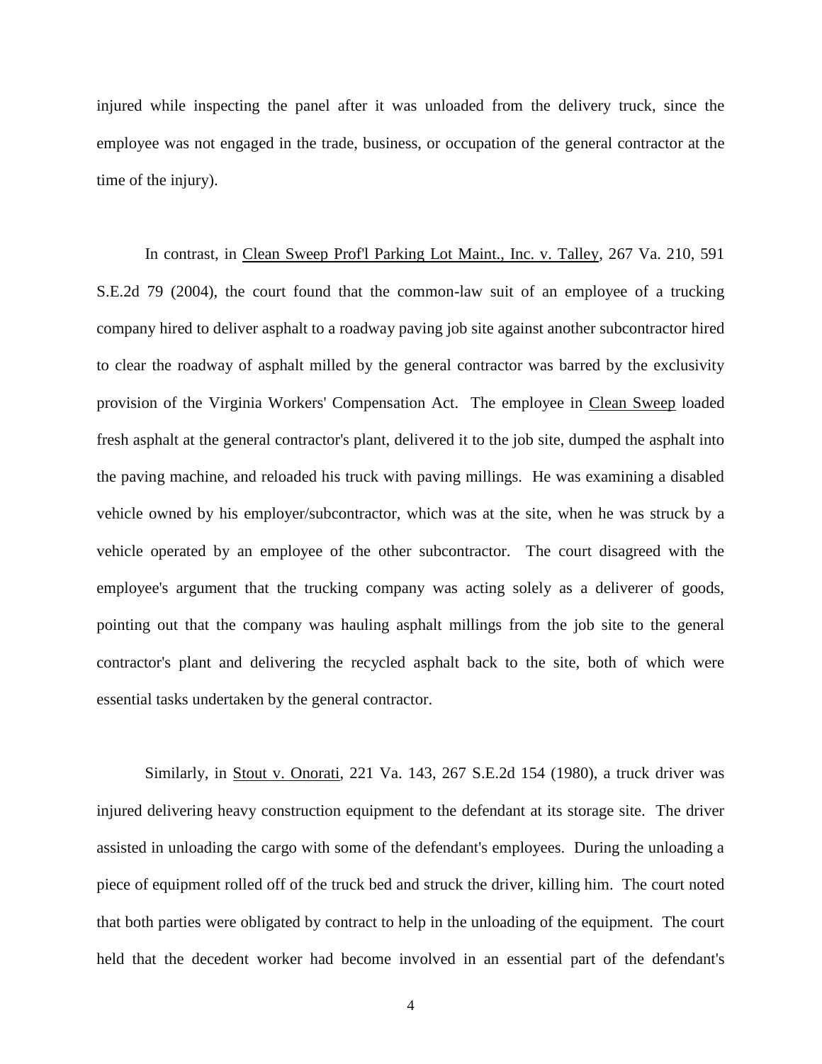injured while inspecting the panel after it was unloaded from the delivery truck, since the employee was not engaged in the trade, business, or occupation of the general contractor at the time of the injury).

In contrast, in <u>Clean Sweep Prof'l Parking Lot Maint., Inc. v. Talley</u>, 267 Va. 210, 591 S.E.2d 79 (2004), the court found that the common-law suit of an employee of a trucking company hired to deliver asphalt to a roadway paving job site against another subcontractor hired to clear the roadway of asphalt milled by the general contractor was barred by the exclusivity provision of the Virginia Workers' Compensation Act. The employee in <u>Clean Sweep</u> loaded fresh asphalt at the general contractor's plant, delivered it to the job site, dumped the asphalt into the paving machine, and reloaded his truck with paving millings. He was examining a disabled vehicle owned by his employer/subcontractor, which was at the site, when he was struck by a vehicle operated by an employee of the other subcontractor. The court disagreed with the employee's argument that the trucking company was acting solely as a deliverer of goods, pointing out that the company was hauling asphalt millings from the job site to the general contractor's plant and delivering the recycled asphalt back to the site, both of which were essential tasks undertaken by the general contractor.

Similarly, in <u>Stout v. Onorati</u>, 221 Va. 143, 267 S.E.2d 154 (1980), a truck driver was injured delivering heavy construction equipment to the defendant at its storage site. The driver assisted in unloading the cargo with some of the defendant's employees. During the unloading a piece of equipment rolled off of the truck bed and struck the driver, killing him. The court noted that both parties were obligated by contract to help in the unloading of the equipment. The court held that the decedent worker had become involved in an essential part of the defendant's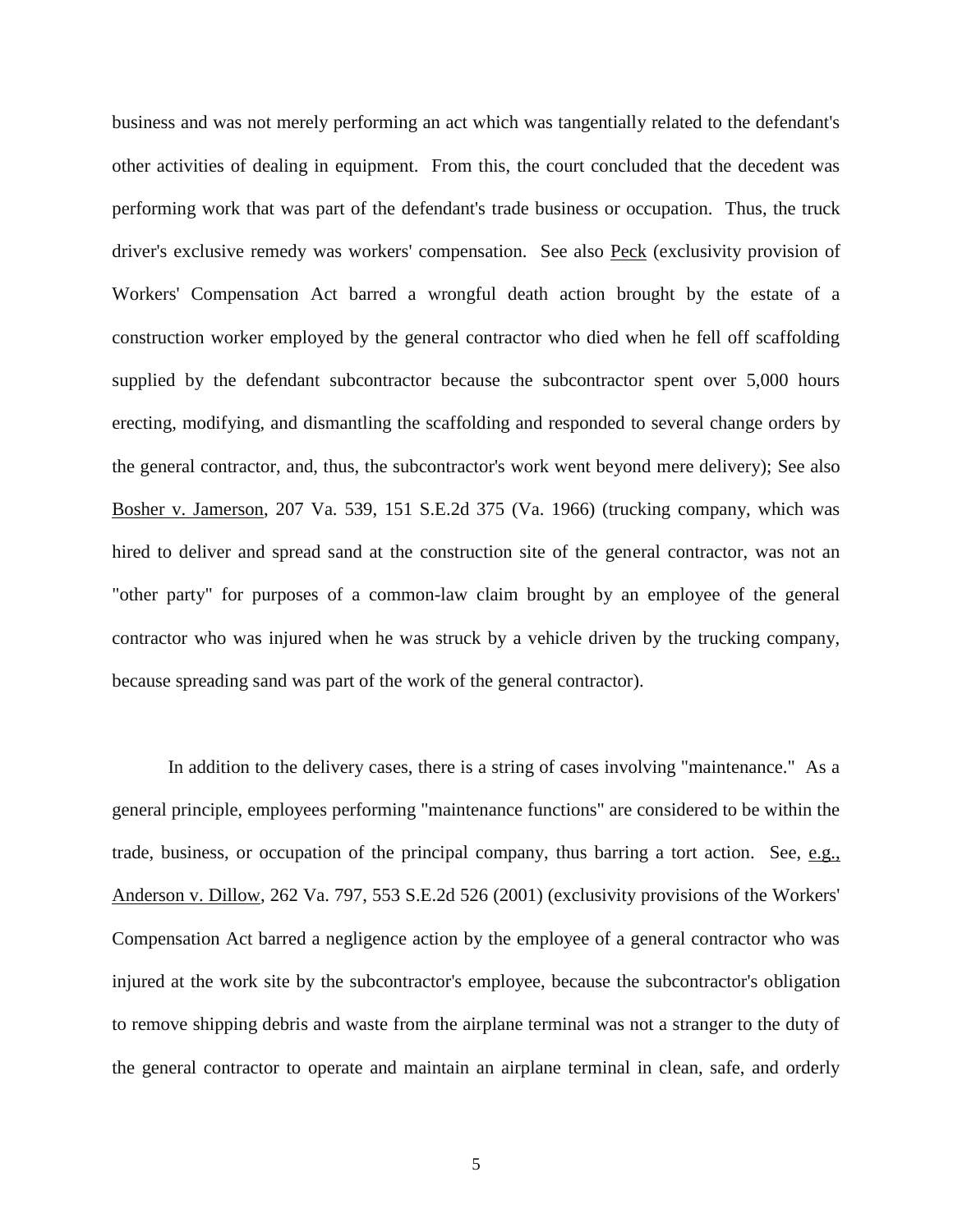business and was not merely performing an act which was tangentially related to the defendant's other activities of dealing in equipment. From this, the court concluded that the decedent was performing work that was part of the defendant's trade business or occupation. Thus, the truck driver's exclusive remedy was workers' compensation. See also Peck (exclusivity provision of Workers' Compensation Act barred a wrongful death action brought by the estate of a construction worker employed by the general contractor who died when he fell off scaffolding supplied by the defendant subcontractor because the subcontractor spent over 5,000 hours erecting, modifying, and dismantling the scaffolding and responded to several change orders by the general contractor, and, thus, the subcontractor's work went beyond mere delivery); See also Bosher v. Jamerson, 207 Va. 539, 151 S.E.2d 375 (Va. 1966) (trucking company, which was hired to deliver and spread sand at the construction site of the general contractor, was not an "other party" for purposes of a common-law claim brought by an employee of the general contractor who was injured when he was struck by a vehicle driven by the trucking company, because spreading sand was part of the work of the general contractor).

In addition to the delivery cases, there is a string of cases involving "maintenance." As a general principle, employees performing "maintenance functions" are considered to be within the trade, business, or occupation of the principal company, thus barring a tort action. See, e.g., Anderson v. Dillow, 262 Va. 797, 553 S.E.2d 526 (2001) (exclusivity provisions of the Workers' Compensation Act barred a negligence action by the employee of a general contractor who was injured at the work site by the subcontractor's employee, because the subcontractor's obligation to remove shipping debris and waste from the airplane terminal was not a stranger to the duty of the general contractor to operate and maintain an airplane terminal in clean, safe, and orderly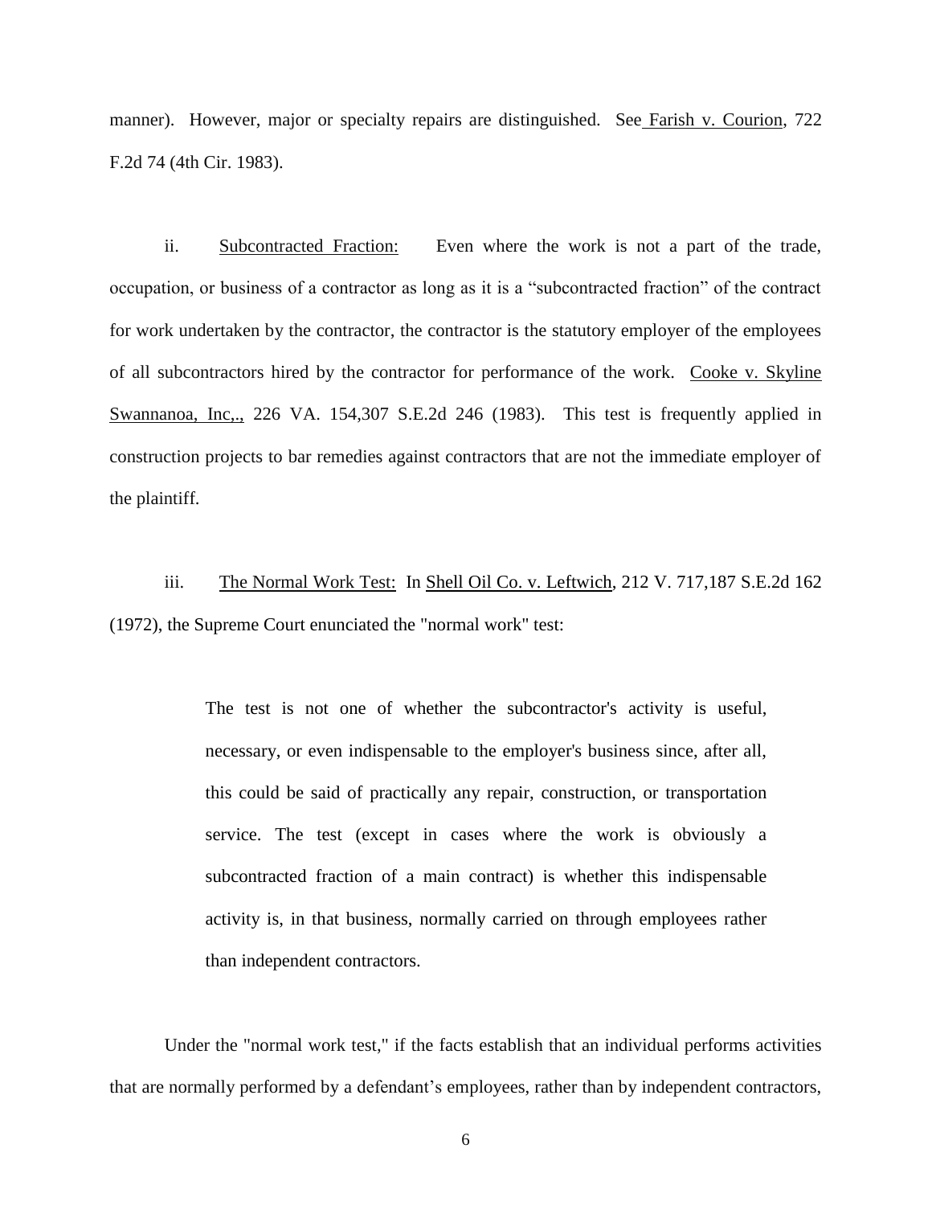manner). However, major or specialty repairs are distinguished. See Farish v. Courion, 722 F.2d 74 (4th Cir. 1983).

ii. Subcontracted Fraction: Even where the work is not a part of the trade, occupation, or business of a contractor as long as it is a "subcontracted fraction" of the contract for work undertaken by the contractor, the contractor is the statutory employer of the employees of all subcontractors hired by the contractor for performance of the work. Cooke v. Skyline Swannanoa, Inc,., 226 VA. 154,307 S.E.2d 246 (1983). This test is frequently applied in construction projects to bar remedies against contractors that are not the immediate employer of the plaintiff.

iii. The Normal Work Test: In Shell Oil Co. v. Leftwich, 212 V. 717,187 S.E.2d 162 (1972), the Supreme Court enunciated the "normal work" test:

> The test is not one of whether the subcontractor's activity is useful, necessary, or even indispensable to the employer's business since, after all, this could be said of practically any repair, construction, or transportation service. The test (except in cases where the work is obviously a subcontracted fraction of a main contract) is whether this indispensable activity is, in that business, normally carried on through employees rather than independent contractors.

Under the "normal work test," if the facts establish that an individual performs activities that are normally performed by a defendant's employees, rather than by independent contractors,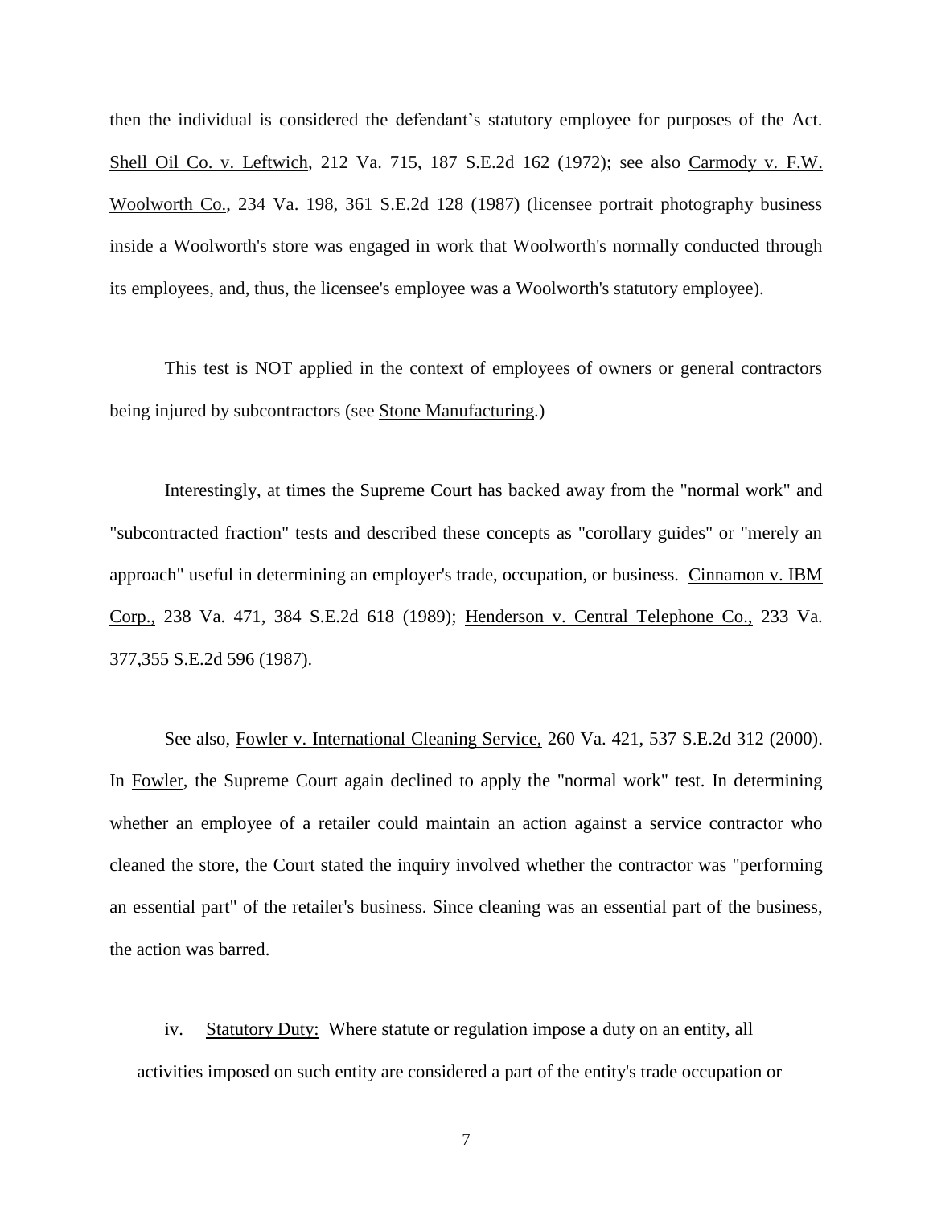then the individual is considered the defendant's statutory employee for purposes of the Act. <u>Shell Oil Co. v. Leftwich</u>, 212 Va. 715, 187 S.E.2d 162 (1972); see also <u>Carmody v. F.W. Woolworth Co.</u>, 234 Va. 198, 361 S.E.2d 128 (1987) (licensee portrait photography business inside a Woolworth's store was engaged in work that Woolworth's normally conducted through its employees, and, thus, the licensee's employee was a Woolworth's statutory employee).

This test is NOT applied in the context of employees of owners or general contractors being injured by subcontractors (see <u>Stone Manufacturing</u>.)

Interestingly, at times the Supreme Court has backed away from the "normal work" and "subcontracted fraction" tests and described these concepts as "corollary guides" or "merely an approach" useful in determining an employer's trade, occupation, or business. <u>Cinnamon v. IBM Corp.</u>, 238 Va. 471, 384 S.E.2d 618 (1989); <u>Henderson v. Central Telephone Co.</u>, 233 Va. 377,355 S.E.2d 596 (1987).

See also, <u>Fowler v. International Cleaning Service,</u> 260 Va. 421, 537 S.E.2d 312 (2000). In <u>Fowler</u>, the Supreme Court again declined to apply the "normal work" test. In determining whether an employee of a retailer could maintain an action against a service contractor who cleaned the store, the Court stated the inquiry involved whether the contractor was "performing an essential part" of the retailer's business. Since cleaning was an essential part of the business, the action was barred.

iv. <u>Statutory Duty:</u> Where statute or regulation impose a duty on an entity, all activities imposed on such entity are considered a part of the entity's trade occupation or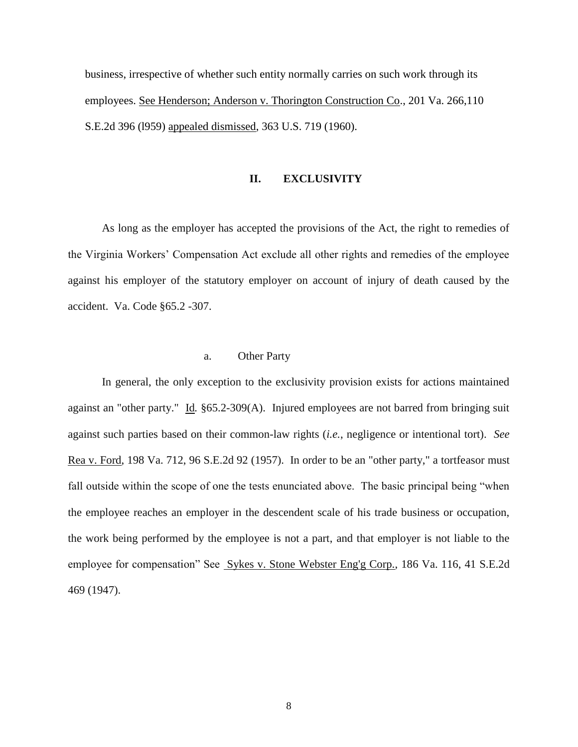business, irrespective of whether such entity normally carries on such work through its employees. See Henderson; Anderson v. Thorington Construction Co., 201 Va. 266,110 S.E.2d 396 (l959) appealed dismissed, 363 U.S. 719 (1960).

## II. EXCLUSIVITY

As long as the employer has accepted the provisions of the Act, the right to remedies of the Virginia Workers' Compensation Act exclude all other rights and remedies of the employee against his employer of the statutory employer on account of injury of death caused by the accident. Va. Code §65.2 -307.

### a. Other Party

In general, the only exception to the exclusivity provision exists for actions maintained against an "other party." Id. §65.2-309(A). Injured employees are not barred from bringing suit against such parties based on their common-law rights (*i.e.*, negligence or intentional tort). *See* Rea v. Ford, 198 Va. 712, 96 S.E.2d 92 (1957). In order to be an "other party," a tortfeasor must fall outside within the scope of one the tests enunciated above. The basic principal being "when the employee reaches an employer in the descendent scale of his trade business or occupation, the work being performed by the employee is not a part, and that employer is not liable to the employee for compensation" See Sykes v. Stone Webster Eng'g Corp., 186 Va. 116, 41 S.E.2d 469 (1947).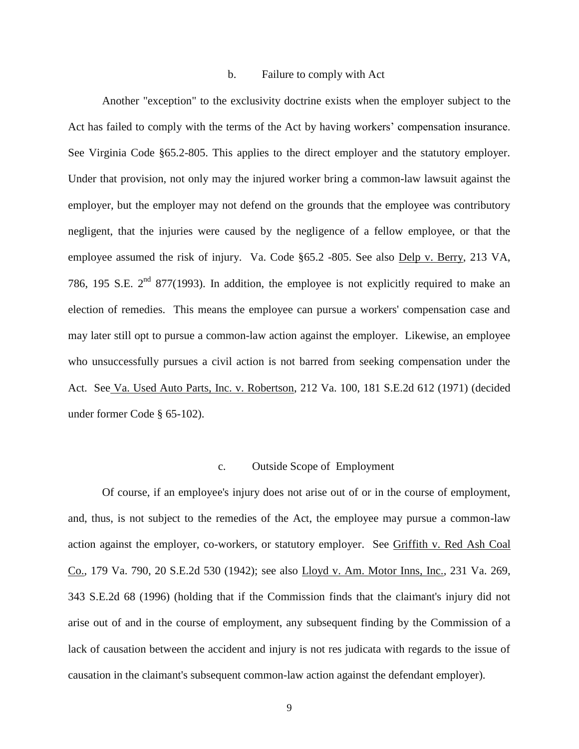### b. Failure to comply with Act

Another "exception" to the exclusivity doctrine exists when the employer subject to the Act has failed to comply with the terms of the Act by having workers' compensation insurance. See Virginia Code §65.2-805. This applies to the direct employer and the statutory employer. Under that provision, not only may the injured worker bring a common-law lawsuit against the employer, but the employer may not defend on the grounds that the employee was contributory negligent, that the injuries were caused by the negligence of a fellow employee, or that the employee assumed the risk of injury. Va. Code §65.2 -805. See also Delp v. Berry, 213 VA, 786, 195 S.E. 2nd 877(1993). In addition, the employee is not explicitly required to make an election of remedies. This means the employee can pursue a workers' compensation case and may later still opt to pursue a common-law action against the employer. Likewise, an employee who unsuccessfully pursues a civil action is not barred from seeking compensation under the Act. See Va. Used Auto Parts, Inc. v. Robertson, 212 Va. 100, 181 S.E.2d 612 (1971) (decided under former Code § 65-102).

### c. Outside Scope of Employment

Of course, if an employee's injury does not arise out of or in the course of employment, and, thus, is not subject to the remedies of the Act, the employee may pursue a common-law action against the employer, co-workers, or statutory employer. See Griffith v. Red Ash Coal Co., 179 Va. 790, 20 S.E.2d 530 (1942); see also Lloyd v. Am. Motor Inns, Inc., 231 Va. 269, 343 S.E.2d 68 (1996) (holding that if the Commission finds that the claimant's injury did not arise out of and in the course of employment, any subsequent finding by the Commission of a lack of causation between the accident and injury is not res judicata with regards to the issue of causation in the claimant's subsequent common-law action against the defendant employer).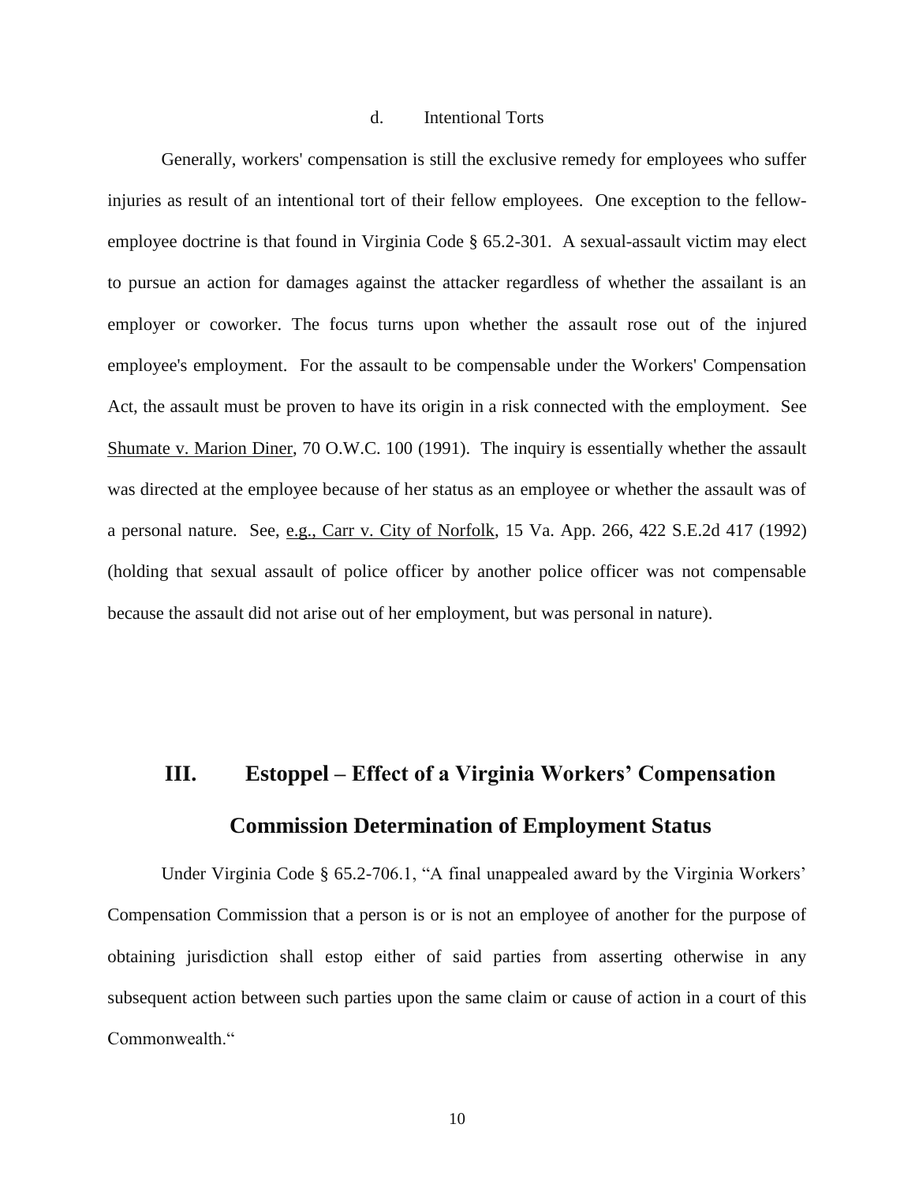#### d. Intentional Torts

Generally, workers' compensation is still the exclusive remedy for employees who suffer injuries as result of an intentional tort of their fellow employees. One exception to the fellow-employee doctrine is that found in Virginia Code § 65.2-301. A sexual-assault victim may elect to pursue an action for damages against the attacker regardless of whether the assailant is an employer or coworker. The focus turns upon whether the assault rose out of the injured employee's employment. For the assault to be compensable under the Workers' Compensation Act, the assault must be proven to have its origin in a risk connected with the employment. See Shumate v. Marion Diner, 70 O.W.C. 100 (1991). The inquiry is essentially whether the assault was directed at the employee because of her status as an employee or whether the assault was of a personal nature. See, e.g., Carr v. City of Norfolk, 15 Va. App. 266, 422 S.E.2d 417 (1992) (holding that sexual assault of police officer by another police officer was not compensable because the assault did not arise out of her employment, but was personal in nature).

## III. Estoppel – Effect of a Virginia Workers' Compensation Commission Determination of Employment Status

Under Virginia Code § 65.2-706.1, "A final unappealed award by the Virginia Workers' Compensation Commission that a person is or is not an employee of another for the purpose of obtaining jurisdiction shall estop either of said parties from asserting otherwise in any subsequent action between such parties upon the same claim or cause of action in a court of this Commonwealth."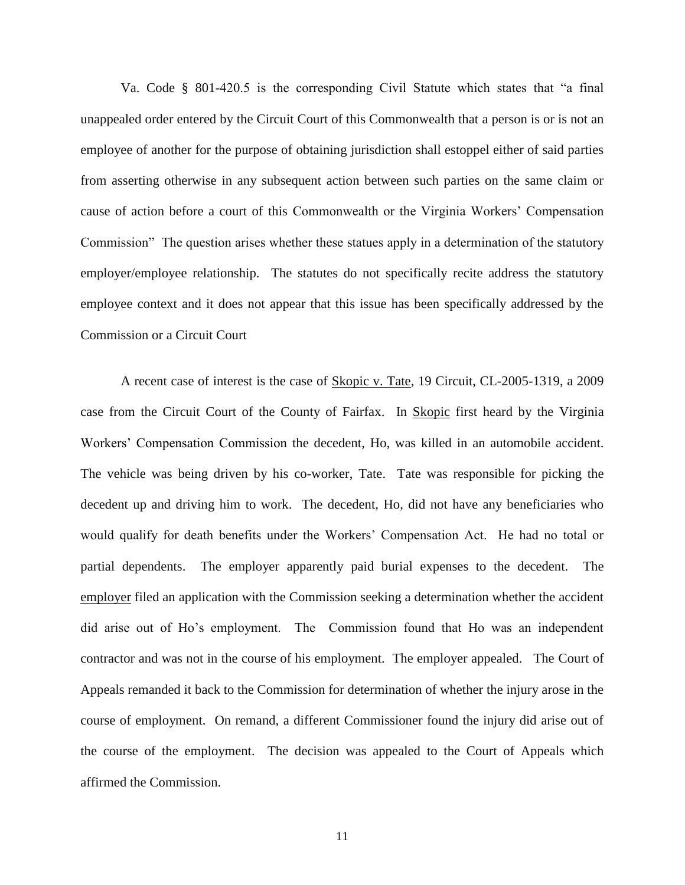Va. Code § 801-420.5 is the corresponding Civil Statute which states that "a final unappealed order entered by the Circuit Court of this Commonwealth that a person is or is not an employee of another for the purpose of obtaining jurisdiction shall estoppel either of said parties from asserting otherwise in any subsequent action between such parties on the same claim or cause of action before a court of this Commonwealth or the Virginia Workers' Compensation Commission" The question arises whether these statues apply in a determination of the statutory employer/employee relationship. The statutes do not specifically recite address the statutory employee context and it does not appear that this issue has been specifically addressed by the Commission or a Circuit Court

A recent case of interest is the case of Skopic v. Tate, 19 Circuit, CL-2005-1319, a 2009 case from the Circuit Court of the County of Fairfax. In Skopic first heard by the Virginia Workers' Compensation Commission the decedent, Ho, was killed in an automobile accident. The vehicle was being driven by his co-worker, Tate. Tate was responsible for picking the decedent up and driving him to work. The decedent, Ho, did not have any beneficiaries who would qualify for death benefits under the Workers' Compensation Act. He had no total or partial dependents. The employer apparently paid burial expenses to the decedent. The employer filed an application with the Commission seeking a determination whether the accident did arise out of Ho's employment. The Commission found that Ho was an independent contractor and was not in the course of his employment. The employer appealed. The Court of Appeals remanded it back to the Commission for determination of whether the injury arose in the course of employment. On remand, a different Commissioner found the injury did arise out of the course of the employment. The decision was appealed to the Court of Appeals which affirmed the Commission.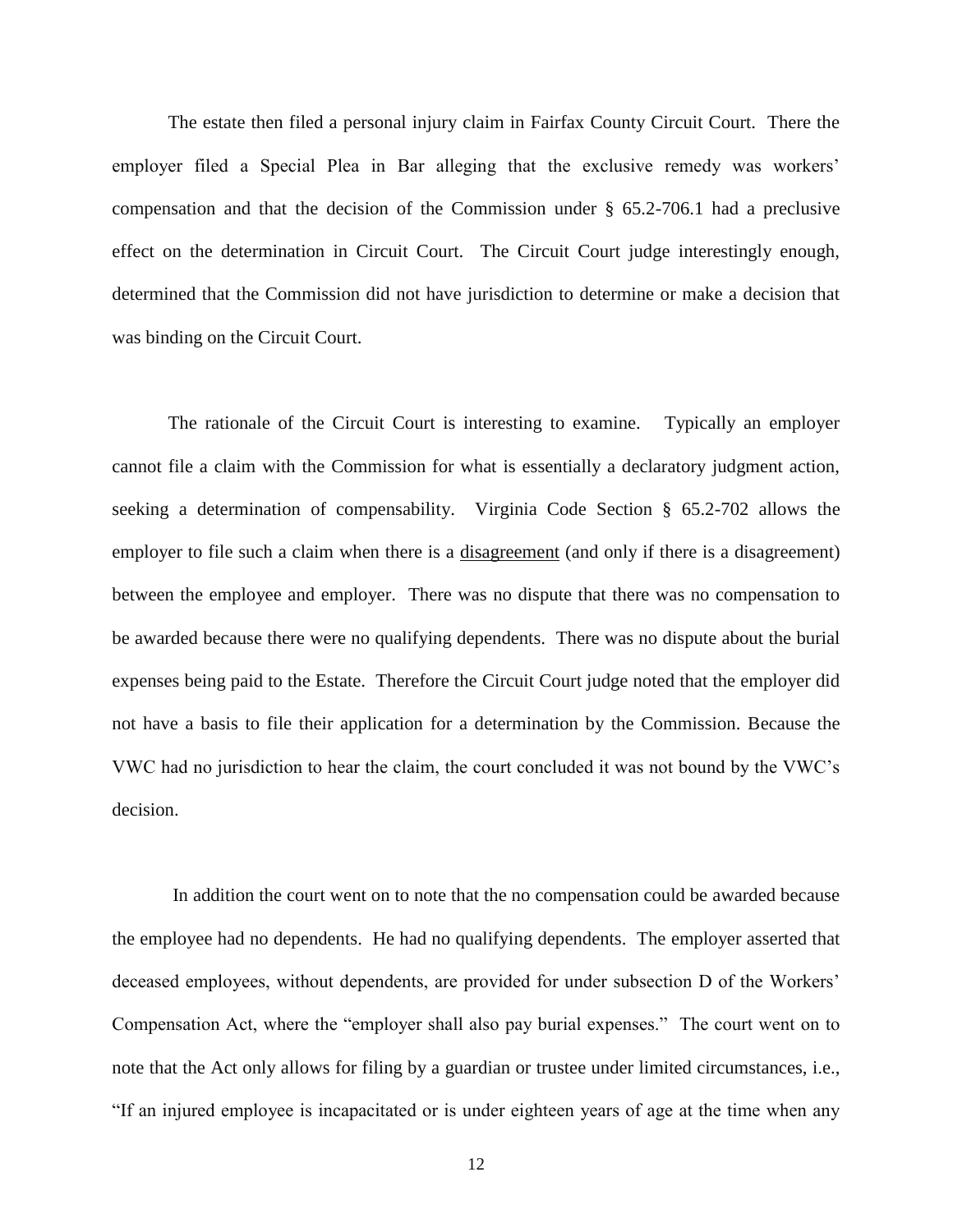The estate then filed a personal injury claim in Fairfax County Circuit Court. There the employer filed a Special Plea in Bar alleging that the exclusive remedy was workers' compensation and that the decision of the Commission under § 65.2-706.1 had a preclusive effect on the determination in Circuit Court. The Circuit Court judge interestingly enough, determined that the Commission did not have jurisdiction to determine or make a decision that was binding on the Circuit Court.

The rationale of the Circuit Court is interesting to examine. Typically an employer cannot file a claim with the Commission for what is essentially a declaratory judgment action, seeking a determination of compensability. Virginia Code Section § 65.2-702 allows the employer to file such a claim when there is a <u>disagreement</u> (and only if there is a disagreement) between the employee and employer. There was no dispute that there was no compensation to be awarded because there were no qualifying dependents. There was no dispute about the burial expenses being paid to the Estate. Therefore the Circuit Court judge noted that the employer did not have a basis to file their application for a determination by the Commission. Because the VWC had no jurisdiction to hear the claim, the court concluded it was not bound by the VWC's decision.

In addition the court went on to note that the no compensation could be awarded because the employee had no dependents. He had no qualifying dependents. The employer asserted that deceased employees, without dependents, are provided for under subsection D of the Workers' Compensation Act, where the "employer shall also pay burial expenses." The court went on to note that the Act only allows for filing by a guardian or trustee under limited circumstances, i.e., "If an injured employee is incapacitated or is under eighteen years of age at the time when any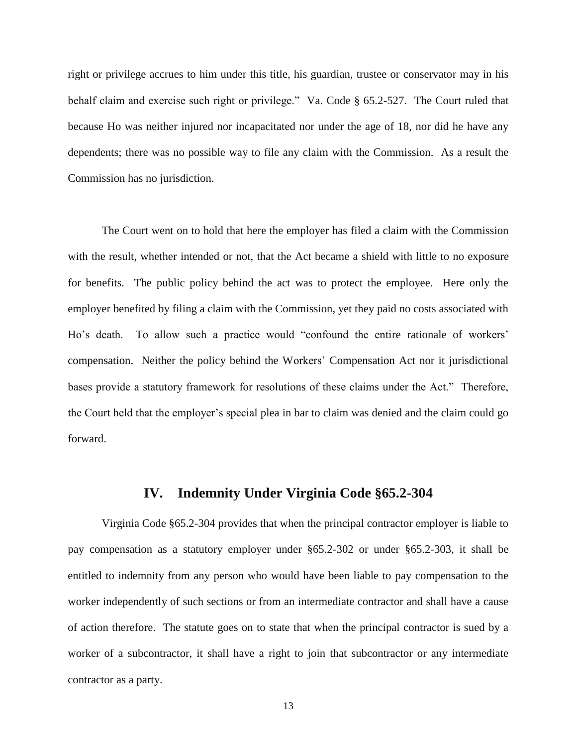right or privilege accrues to him under this title, his guardian, trustee or conservator may in his behalf claim and exercise such right or privilege." Va. Code § 65.2-527. The Court ruled that because Ho was neither injured nor incapacitated nor under the age of 18, nor did he have any dependents; there was no possible way to file any claim with the Commission. As a result the Commission has no jurisdiction.

The Court went on to hold that here the employer has filed a claim with the Commission with the result, whether intended or not, that the Act became a shield with little to no exposure for benefits. The public policy behind the act was to protect the employee. Here only the employer benefited by filing a claim with the Commission, yet they paid no costs associated with Ho's death. To allow such a practice would "confound the entire rationale of workers' compensation. Neither the policy behind the Workers' Compensation Act nor it jurisdictional bases provide a statutory framework for resolutions of these claims under the Act." Therefore, the Court held that the employer's special plea in bar to claim was denied and the claim could go forward.

## IV. Indemnity Under Virginia Code §65.2-304

Virginia Code §65.2-304 provides that when the principal contractor employer is liable to pay compensation as a statutory employer under §65.2-302 or under §65.2-303, it shall be entitled to indemnity from any person who would have been liable to pay compensation to the worker independently of such sections or from an intermediate contractor and shall have a cause of action therefore. The statute goes on to state that when the principal contractor is sued by a worker of a subcontractor, it shall have a right to join that subcontractor or any intermediate contractor as a party.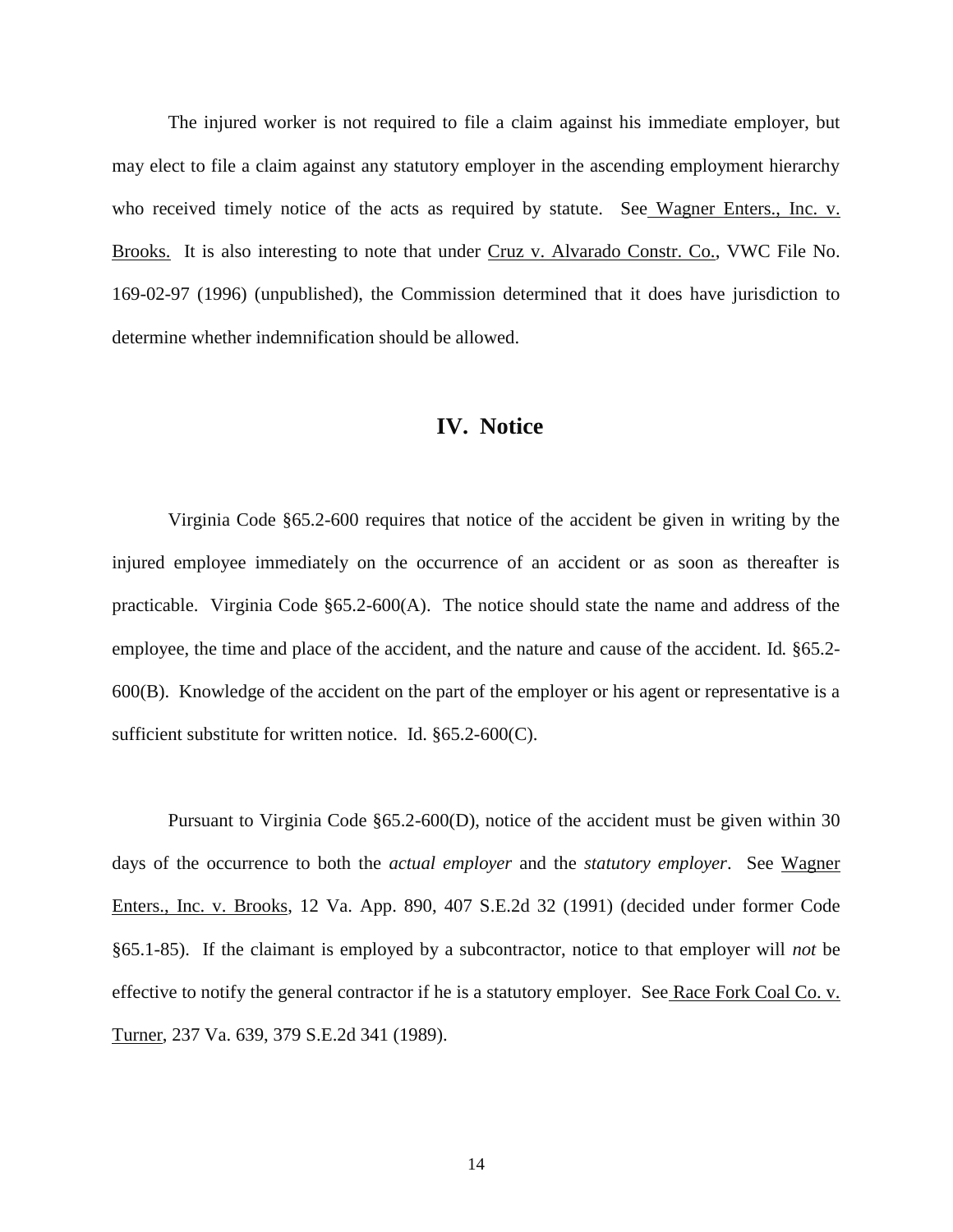The injured worker is not required to file a claim against his immediate employer, but may elect to file a claim against any statutory employer in the ascending employment hierarchy who received timely notice of the acts as required by statute. See Wagner Enters., Inc. v. Brooks. It is also interesting to note that under Cruz v. Alvarado Constr. Co., VWC File No. 169-02-97 (1996) (unpublished), the Commission determined that it does have jurisdiction to determine whether indemnification should be allowed.

## IV. Notice

Virginia Code §65.2-600 requires that notice of the accident be given in writing by the injured employee immediately on the occurrence of an accident or as soon as thereafter is practicable. Virginia Code §65.2-600(A). The notice should state the name and address of the employee, the time and place of the accident, and the nature and cause of the accident. Id. §65.2-600(B). Knowledge of the accident on the part of the employer or his agent or representative is a sufficient substitute for written notice. Id. §65.2-600(C).

Pursuant to Virginia Code §65.2-600(D), notice of the accident must be given within 30 days of the occurrence to both the *actual employer* and the *statutory employer*. See Wagner Enters., Inc. v. Brooks, 12 Va. App. 890, 407 S.E.2d 32 (1991) (decided under former Code §65.1-85). If the claimant is employed by a subcontractor, notice to that employer will *not* be effective to notify the general contractor if he is a statutory employer. See Race Fork Coal Co. v. Turner, 237 Va. 639, 379 S.E.2d 341 (1989).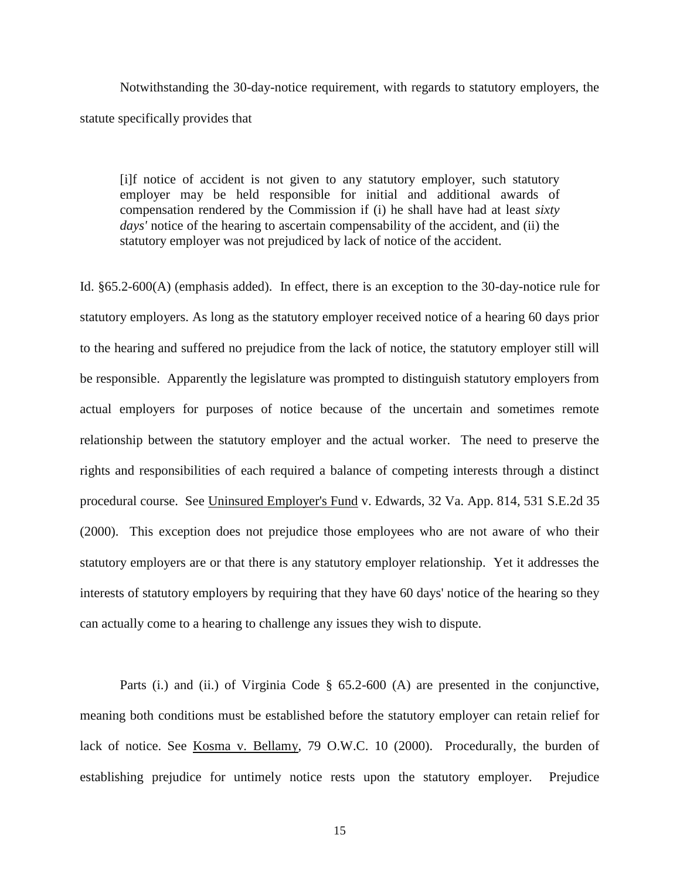Notwithstanding the 30-day-notice requirement, with regards to statutory employers, the statute specifically provides that

> [i]f notice of accident is not given to any statutory employer, such statutory employer may be held responsible for initial and additional awards of compensation rendered by the Commission if (i) he shall have had at least *sixty days'* notice of the hearing to ascertain compensability of the accident, and (ii) the statutory employer was not prejudiced by lack of notice of the accident.

Id. §65.2-600(A) (emphasis added). In effect, there is an exception to the 30-day-notice rule for statutory employers. As long as the statutory employer received notice of a hearing 60 days prior to the hearing and suffered no prejudice from the lack of notice, the statutory employer still will be responsible. Apparently the legislature was prompted to distinguish statutory employers from actual employers for purposes of notice because of the uncertain and sometimes remote relationship between the statutory employer and the actual worker. The need to preserve the rights and responsibilities of each required a balance of competing interests through a distinct procedural course. See Uninsured Employer's Fund v. Edwards, 32 Va. App. 814, 531 S.E.2d 35 (2000). This exception does not prejudice those employees who are not aware of who their statutory employers are or that there is any statutory employer relationship. Yet it addresses the interests of statutory employers by requiring that they have 60 days' notice of the hearing so they can actually come to a hearing to challenge any issues they wish to dispute.

Parts (i.) and (ii.) of Virginia Code § 65.2-600 (A) are presented in the conjunctive, meaning both conditions must be established before the statutory employer can retain relief for lack of notice. See Kosma v. Bellamy, 79 O.W.C. 10 (2000). Procedurally, the burden of establishing prejudice for untimely notice rests upon the statutory employer. Prejudice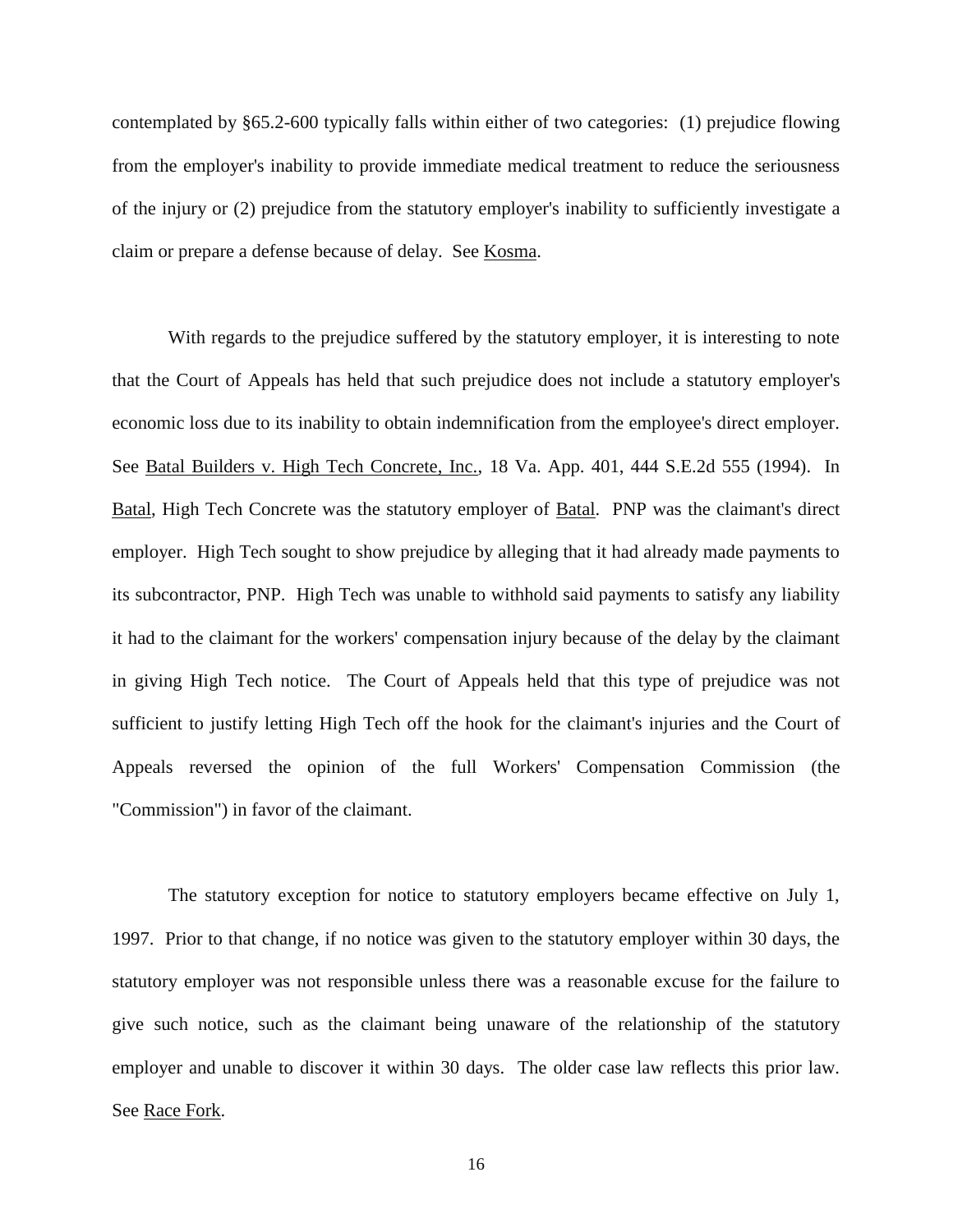contemplated by §65.2-600 typically falls within either of two categories: (1) prejudice flowing from the employer's inability to provide immediate medical treatment to reduce the seriousness of the injury or (2) prejudice from the statutory employer's inability to sufficiently investigate a claim or prepare a defense because of delay. See Kosma.

With regards to the prejudice suffered by the statutory employer, it is interesting to note that the Court of Appeals has held that such prejudice does not include a statutory employer's economic loss due to its inability to obtain indemnification from the employee's direct employer. See Batal Builders v. High Tech Concrete, Inc., 18 Va. App. 401, 444 S.E.2d 555 (1994). In Batal, High Tech Concrete was the statutory employer of Batal. PNP was the claimant's direct employer. High Tech sought to show prejudice by alleging that it had already made payments to its subcontractor, PNP. High Tech was unable to withhold said payments to satisfy any liability it had to the claimant for the workers' compensation injury because of the delay by the claimant in giving High Tech notice. The Court of Appeals held that this type of prejudice was not sufficient to justify letting High Tech off the hook for the claimant's injuries and the Court of Appeals reversed the opinion of the full Workers' Compensation Commission (the "Commission") in favor of the claimant.

The statutory exception for notice to statutory employers became effective on July 1, 1997. Prior to that change, if no notice was given to the statutory employer within 30 days, the statutory employer was not responsible unless there was a reasonable excuse for the failure to give such notice, such as the claimant being unaware of the relationship of the statutory employer and unable to discover it within 30 days. The older case law reflects this prior law. See Race Fork.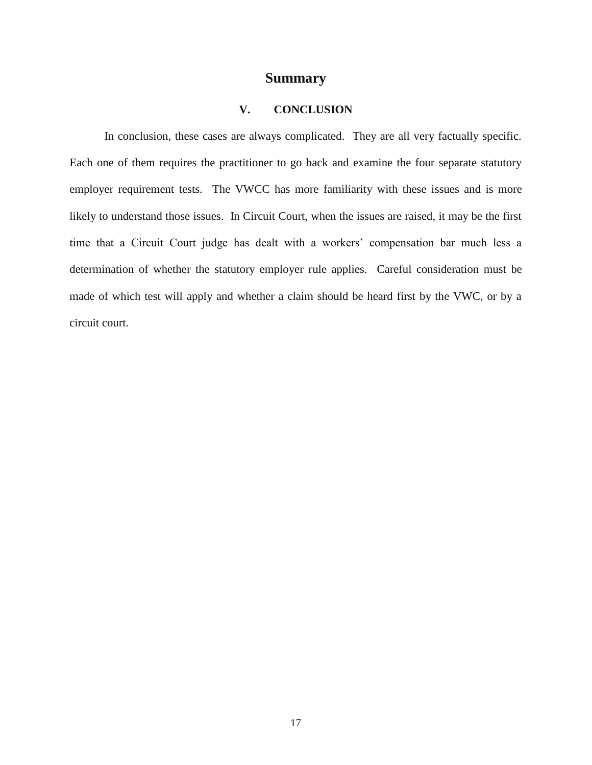# Summary

## V. CONCLUSION

In conclusion, these cases are always complicated. They are all very factually specific. Each one of them requires the practitioner to go back and examine the four separate statutory employer requirement tests. The VWCC has more familiarity with these issues and is more likely to understand those issues. In Circuit Court, when the issues are raised, it may be the first time that a Circuit Court judge has dealt with a workers' compensation bar much less a determination of whether the statutory employer rule applies. Careful consideration must be made of which test will apply and whether a claim should be heard first by the VWC, or by a circuit court.